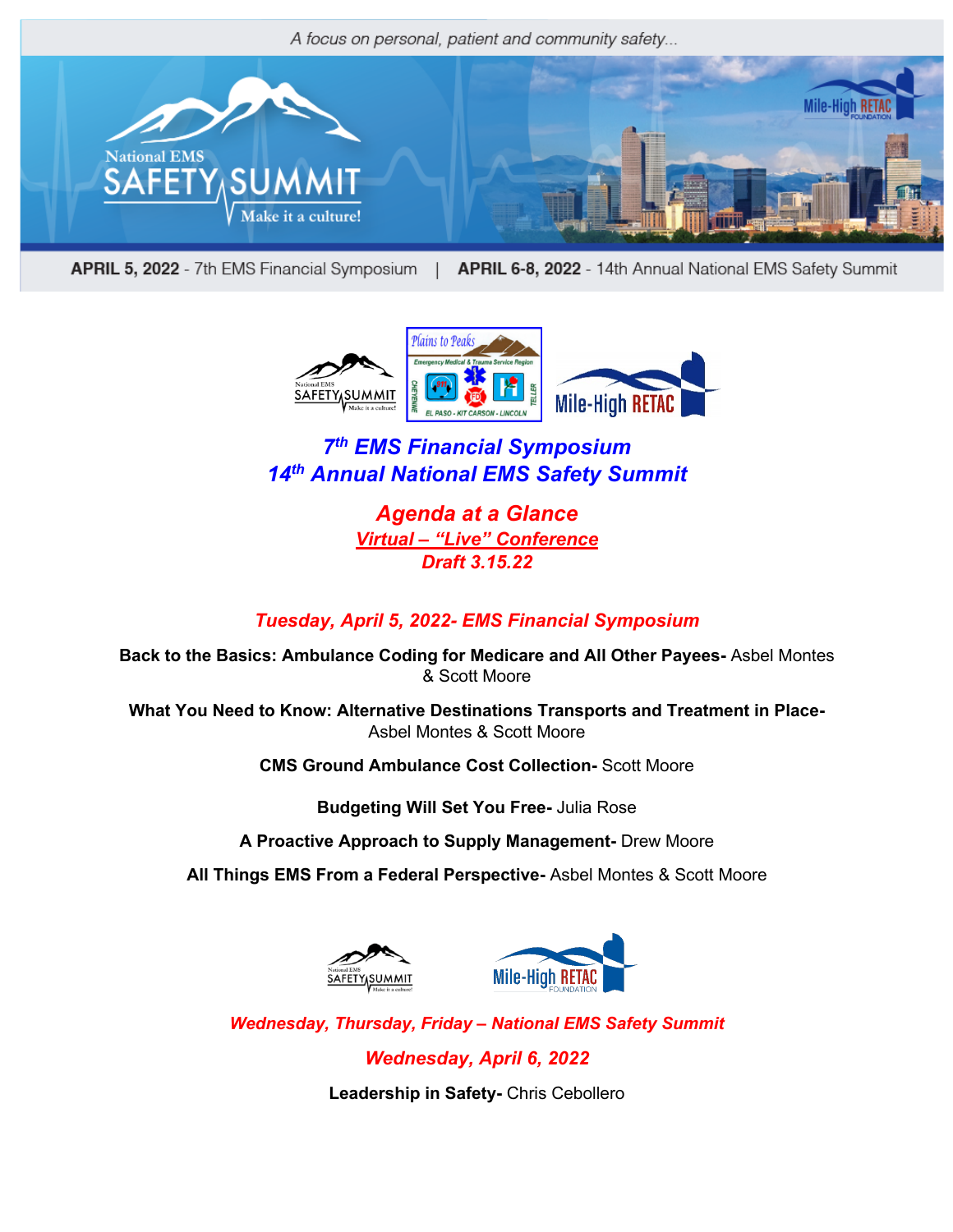A focus on personal, patient and community safety...

National EMS SAFETY SUMMIT Make it a culture!

**APRIL 5, 2022** - 7th EMS Financial Symposium | **APRIL 6-8, 2022** - 14th Annual National EMS Safety Summit

# *7th EMS Financial Symposium*
# *14th Annual National EMS Safety Summit*

## *Agenda at a Glance*
### *Virtual – "Live" Conference*
### *Draft 3.15.22*

### *Tuesday, April 5, 2022- EMS Financial Symposium*

**Back to the Basics: Ambulance Coding for Medicare and All Other Payees-** Asbel Montes & Scott Moore

**What You Need to Know: Alternative Destinations Transports and Treatment in Place-** Asbel Montes & Scott Moore

**CMS Ground Ambulance Cost Collection-** Scott Moore

**Budgeting Will Set You Free-** Julia Rose

**A Proactive Approach to Supply Management-** Drew Moore

**All Things EMS From a Federal Perspective-** Asbel Montes & Scott Moore

### *Wednesday, Thursday, Friday – National EMS Safety Summit*

### *Wednesday, April 6, 2022*

**Leadership in Safety-** Chris Cebollero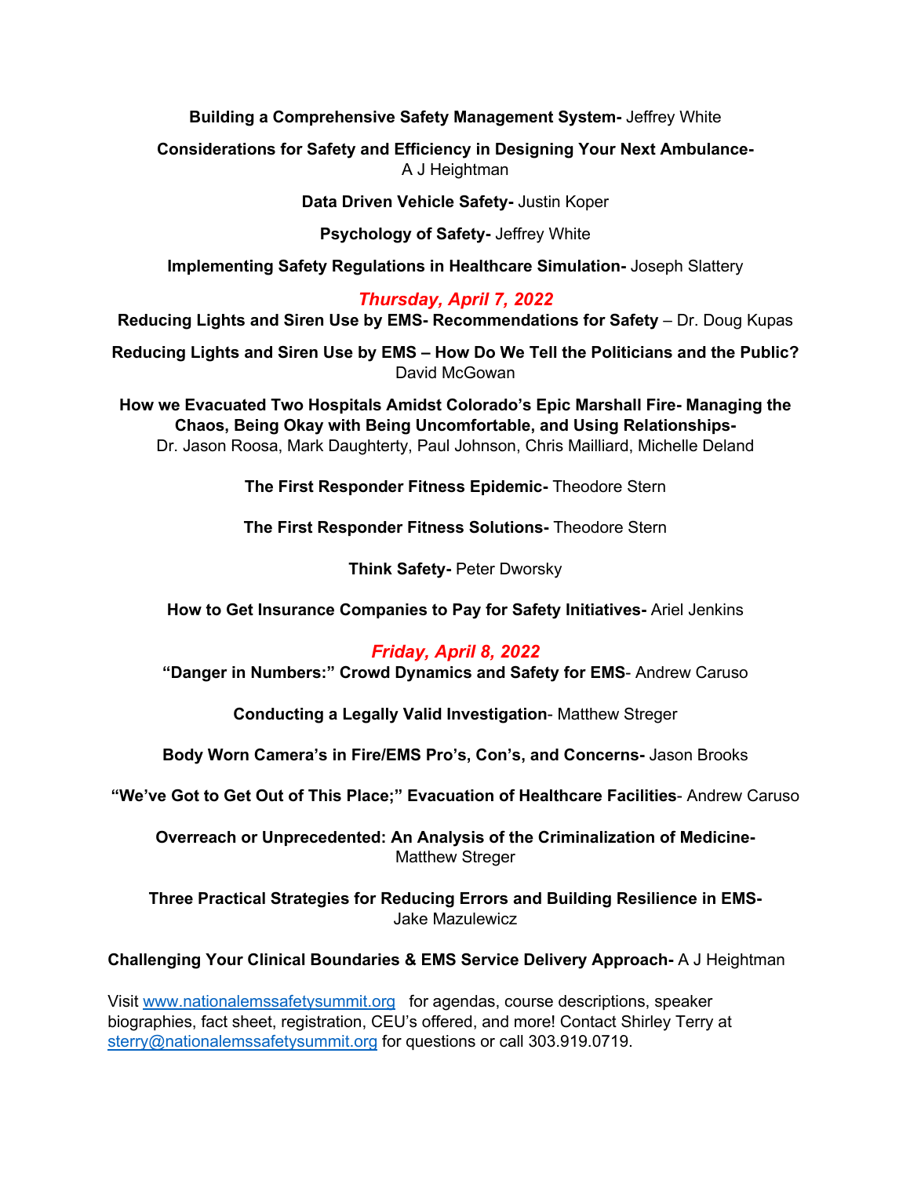**Building a Comprehensive Safety Management System-** Jeffrey White

**Considerations for Safety and Efficiency in Designing Your Next Ambulance-** A J Heightman

**Data Driven Vehicle Safety-** Justin Koper

**Psychology of Safety-** Jeffrey White

**Implementing Safety Regulations in Healthcare Simulation-** Joseph Slattery

## *Thursday, April 7, 2022*

**Reducing Lights and Siren Use by EMS- Recommendations for Safety** – Dr. Doug Kupas

**Reducing Lights and Siren Use by EMS – How Do We Tell the Politicians and the Public?** David McGowan

**How we Evacuated Two Hospitals Amidst Colorado's Epic Marshall Fire- Managing the Chaos, Being Okay with Being Uncomfortable, and Using Relationships-** Dr. Jason Roosa, Mark Daughterty, Paul Johnson, Chris Mailliard, Michelle Deland

**The First Responder Fitness Epidemic-** Theodore Stern

**The First Responder Fitness Solutions-** Theodore Stern

**Think Safety-** Peter Dworsky

**How to Get Insurance Companies to Pay for Safety Initiatives-** Ariel Jenkins

## *Friday, April 8, 2022*

**"Danger in Numbers:" Crowd Dynamics and Safety for EMS**- Andrew Caruso

**Conducting a Legally Valid Investigation**- Matthew Streger

**Body Worn Camera's in Fire/EMS Pro's, Con's, and Concerns-** Jason Brooks

**"We've Got to Get Out of This Place;" Evacuation of Healthcare Facilities**- Andrew Caruso

**Overreach or Unprecedented: An Analysis of the Criminalization of Medicine-** Matthew Streger

**Three Practical Strategies for Reducing Errors and Building Resilience in EMS-** Jake Mazulewicz

**Challenging Your Clinical Boundaries & EMS Service Delivery Approach-** A J Heightman

Visit www.nationalemssafetysummit.org for agendas, course descriptions, speaker biographies, fact sheet, registration, CEU's offered, and more! Contact Shirley Terry at sterry@nationalemssafetysummit.org for questions or call 303.919.0719.